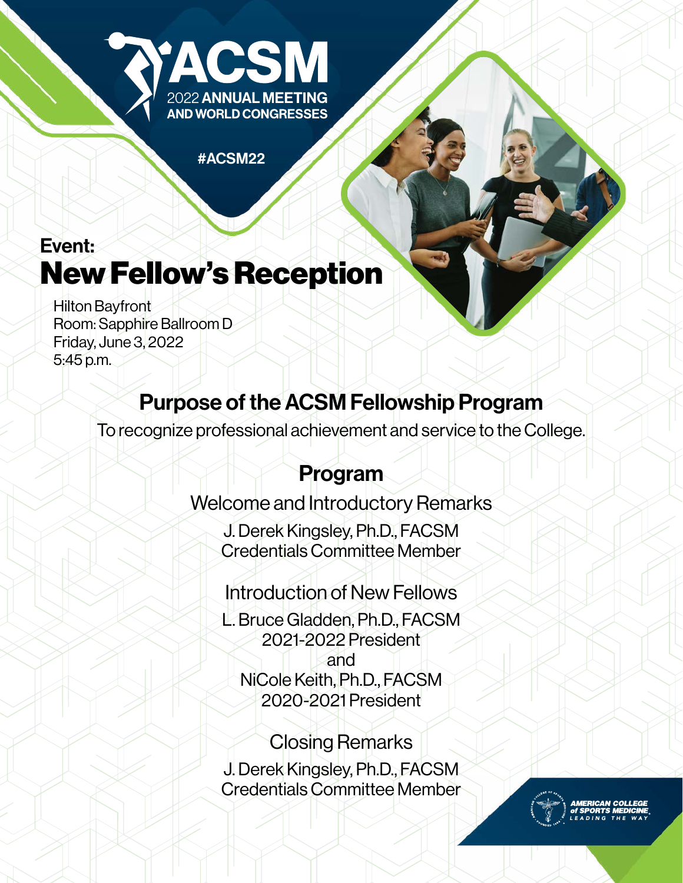ACSM

2022 **ANNUAL MEETING AND WORLD CONGRESSES**

**#ACSM22**

**Event:**

# New Fellow's Reception

Hilton Bayfront
Room: Sapphire Ballroom D
Friday, June 3, 2022
5:45 p.m.

## Purpose of the ACSM Fellowship Program

To recognize professional achievement and service to the College.

## Program

### Welcome and Introductory Remarks

J. Derek Kingsley, Ph.D., FACSM
Credentials Committee Member

### Introduction of New Fellows

L. Bruce Gladden, Ph.D., FACSM
2021-2022 President
and
NiCole Keith, Ph.D., FACSM
2020-2021 President

### Closing Remarks

J. Derek Kingsley, Ph.D., FACSM
Credentials Committee Member

AMERICAN COLLEGE of SPORTS MEDICINE
LEADING THE WAY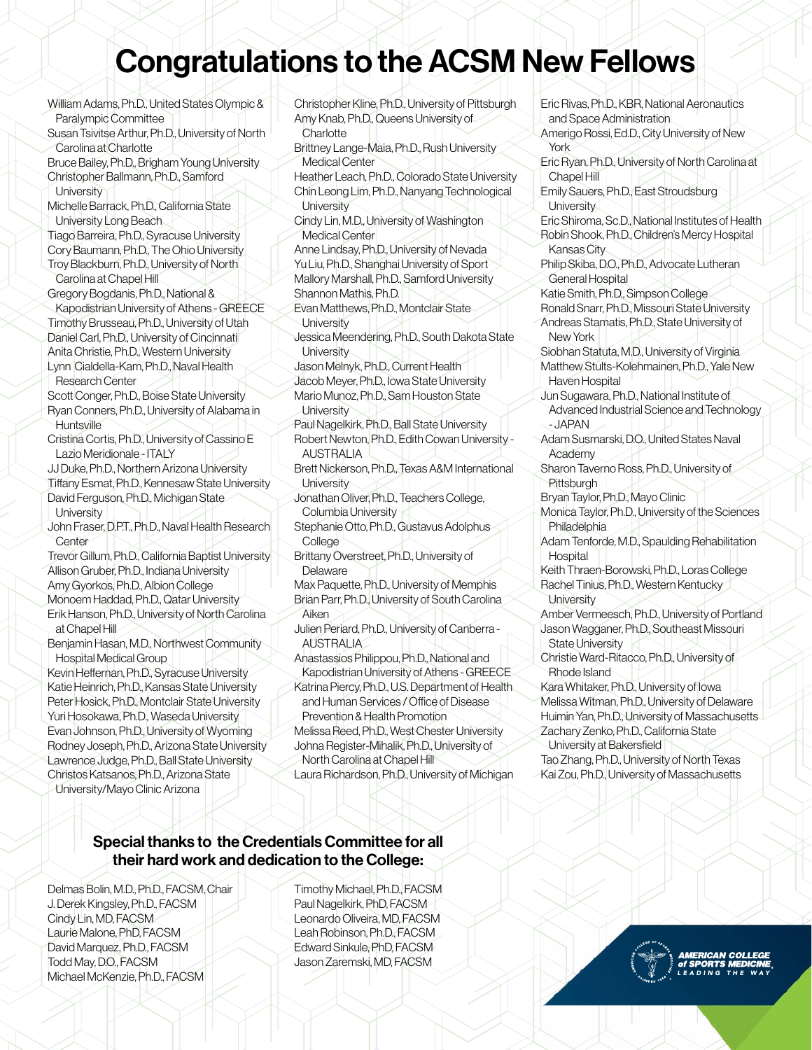# Congratulations to the ACSM New Fellows

William Adams, Ph.D., United States Olympic & Paralympic Committee
Susan Tsivitse Arthur, Ph.D., University of North Carolina at Charlotte
Bruce Bailey, Ph.D., Brigham Young University
Christopher Ballmann, Ph.D., Samford University
Michelle Barrack, Ph.D., California State University Long Beach
Tiago Barreira, Ph.D., Syracuse University
Cory Baumann, Ph.D., The Ohio University
Troy Blackburn, Ph.D., University of North Carolina at Chapel Hill
Gregory Bogdanis, Ph.D., National & Kapodistrian University of Athens - GREECE
Timothy Brusseau, Ph.D., University of Utah
Daniel Carl, Ph.D., University of Cincinnati
Anita Christie, Ph.D., Western University
Lynn Cialdella-Kam, Ph.D., Naval Health Research Center
Scott Conger, Ph.D., Boise State University
Ryan Conners, Ph.D., University of Alabama in Huntsville
Cristina Cortis, Ph.D., University of Cassino E Lazio Meridionale - ITALY
JJ Duke, Ph.D., Northern Arizona University
Tiffany Esmat, Ph.D., Kennesaw State University
David Ferguson, Ph.D., Michigan State University
John Fraser, D.P.T., Ph.D., Naval Health Research Center
Trevor Gillum, Ph.D., California Baptist University
Allison Gruber, Ph.D., Indiana University
Amy Gyorkos, Ph.D., Albion College
Monoem Haddad, Ph.D., Qatar University
Erik Hanson, Ph.D., University of North Carolina at Chapel Hill
Benjamin Hasan, M.D., Northwest Community Hospital Medical Group
Kevin Heffernan, Ph.D., Syracuse University
Katie Heinrich, Ph.D., Kansas State University
Peter Hosick, Ph.D., Montclair State University
Yuri Hosokawa, Ph.D., Waseda University
Evan Johnson, Ph.D., University of Wyoming
Rodney Joseph, Ph.D., Arizona State University
Lawrence Judge, Ph.D., Ball State University
Christos Katsanos, Ph.D., Arizona State University/Mayo Clinic Arizona
Christopher Kline, Ph.D., University of Pittsburgh
Amy Knab, Ph.D., Queens University of Charlotte
Brittney Lange-Maia, Ph.D., Rush University Medical Center
Heather Leach, Ph.D., Colorado State University
Chin Leong Lim, Ph.D., Nanyang Technological University
Cindy Lin, M.D., University of Washington Medical Center
Anne Lindsay, Ph.D., University of Nevada
Yu Liu, Ph.D., Shanghai University of Sport
Mallory Marshall, Ph.D., Samford University
Shannon Mathis, Ph.D.
Evan Matthews, Ph.D., Montclair State University
Jessica Meendering, Ph.D., South Dakota State University
Jason Melnyk, Ph.D., Current Health
Jacob Meyer, Ph.D., Iowa State University
Mario Munoz, Ph.D., Sam Houston State University
Paul Nagelkirk, Ph.D., Ball State University
Robert Newton, Ph.D., Edith Cowan University - AUSTRALIA
Brett Nickerson, Ph.D., Texas A&M International University
Jonathan Oliver, Ph.D., Teachers College, Columbia University
Stephanie Otto, Ph.D., Gustavus Adolphus College
Brittany Overstreet, Ph.D., University of Delaware
Max Paquette, Ph.D., University of Memphis
Brian Parr, Ph.D., University of South Carolina Aiken
Julien Periard, Ph.D., University of Canberra - AUSTRALIA
Anastassios Philippou, Ph.D., National and Kapodistrian University of Athens - GREECE
Katrina Piercy, Ph.D., U.S. Department of Health and Human Services / Office of Disease Prevention & Health Promotion
Melissa Reed, Ph.D., West Chester University
Johna Register-Mihalik, Ph.D., University of North Carolina at Chapel Hill
Laura Richardson, Ph.D., University of Michigan
Eric Rivas, Ph.D., KBR, National Aeronautics and Space Administration
Amerigo Rossi, Ed.D., City University of New York
Eric Ryan, Ph.D., University of North Carolina at Chapel Hill
Emily Sauers, Ph.D., East Stroudsburg University
Eric Shiroma, Sc.D., National Institutes of Health
Robin Shook, Ph.D., Children's Mercy Hospital Kansas City
Philip Skiba, D.O., Ph.D., Advocate Lutheran General Hospital
Katie Smith, Ph.D., Simpson College
Ronald Snarr, Ph.D., Missouri State University
Andreas Stamatis, Ph.D., State University of New York
Siobhan Statuta, M.D., University of Virginia
Matthew Stults-Kolehmainen, Ph.D., Yale New Haven Hospital
Jun Sugawara, Ph.D., National Institute of Advanced Industrial Science and Technology - JAPAN
Adam Susmarski, D.O., United States Naval Academy
Sharon Taverno Ross, Ph.D., University of Pittsburgh
Bryan Taylor, Ph.D., Mayo Clinic
Monica Taylor, Ph.D., University of the Sciences Philadelphia
Adam Tenforde, M.D., Spaulding Rehabilitation Hospital
Keith Thraen-Borowski, Ph.D., Loras College
Rachel Tinius, Ph.D., Western Kentucky University
Amber Vermeesch, Ph.D., University of Portland
Jason Wagganer, Ph.D., Southeast Missouri State University
Christie Ward-Ritacco, Ph.D., University of Rhode Island
Kara Whitaker, Ph.D., University of Iowa
Melissa Witman, Ph.D., University of Delaware
Huimin Yan, Ph.D., University of Massachusetts
Zachary Zenko, Ph.D., California State University at Bakersfield
Tao Zhang, Ph.D., University of North Texas
Kai Zou, Ph.D., University of Massachusetts

## Special thanks to the Credentials Committee for all their hard work and dedication to the College:

Delmas Bolin, M.D., Ph.D., FACSM, Chair
J. Derek Kingsley, Ph.D., FACSM
Cindy Lin, MD, FACSM
Laurie Malone, PhD, FACSM
David Marquez, Ph.D., FACSM
Todd May, D.O., FACSM
Michael McKenzie, Ph.D., FACSM
Timothy Michael, Ph.D., FACSM
Paul Nagelkirk, PhD, FACSM
Leonardo Oliveira, MD, FACSM
Leah Robinson, Ph.D., FACSM
Edward Sinkule, PhD, FACSM
Jason Zaremski, MD, FACSM

AMERICAN COLLEGE of SPORTS MEDICINE
LEADING THE WAY